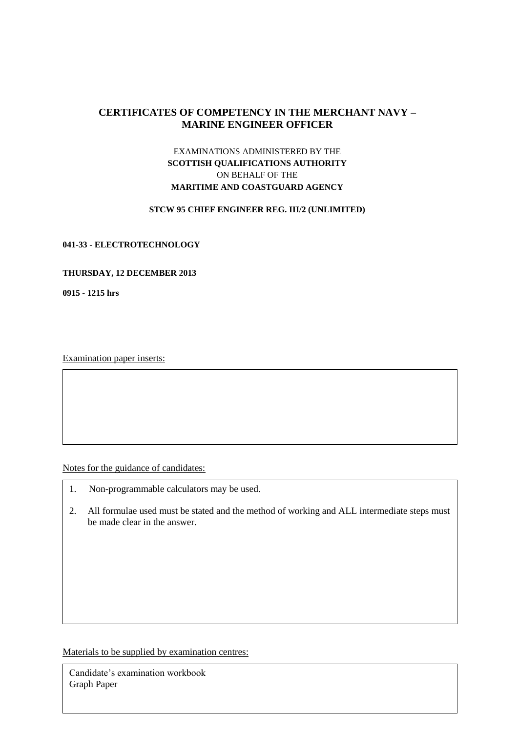# CERTIFICATES OF COMPETENCY IN THE MERCHANT NAVY – MARINE ENGINEER OFFICER

EXAMINATIONS ADMINISTERED BY THE
**SCOTTISH QUALIFICATIONS AUTHORITY**
ON BEHALF OF THE
**MARITIME AND COASTGUARD AGENCY**

**STCW 95 CHIEF ENGINEER REG. III/2 (UNLIMITED)**

**041-33 - ELECTROTECHNOLOGY**

**THURSDAY, 12 DECEMBER 2013**

**0915 - 1215 hrs**

Examination paper inserts:

Notes for the guidance of candidates:

1. Non-programmable calculators may be used.
2. All formulae used must be stated and the method of working and ALL intermediate steps must be made clear in the answer.

Materials to be supplied by examination centres:

Candidate's examination workbook
Graph Paper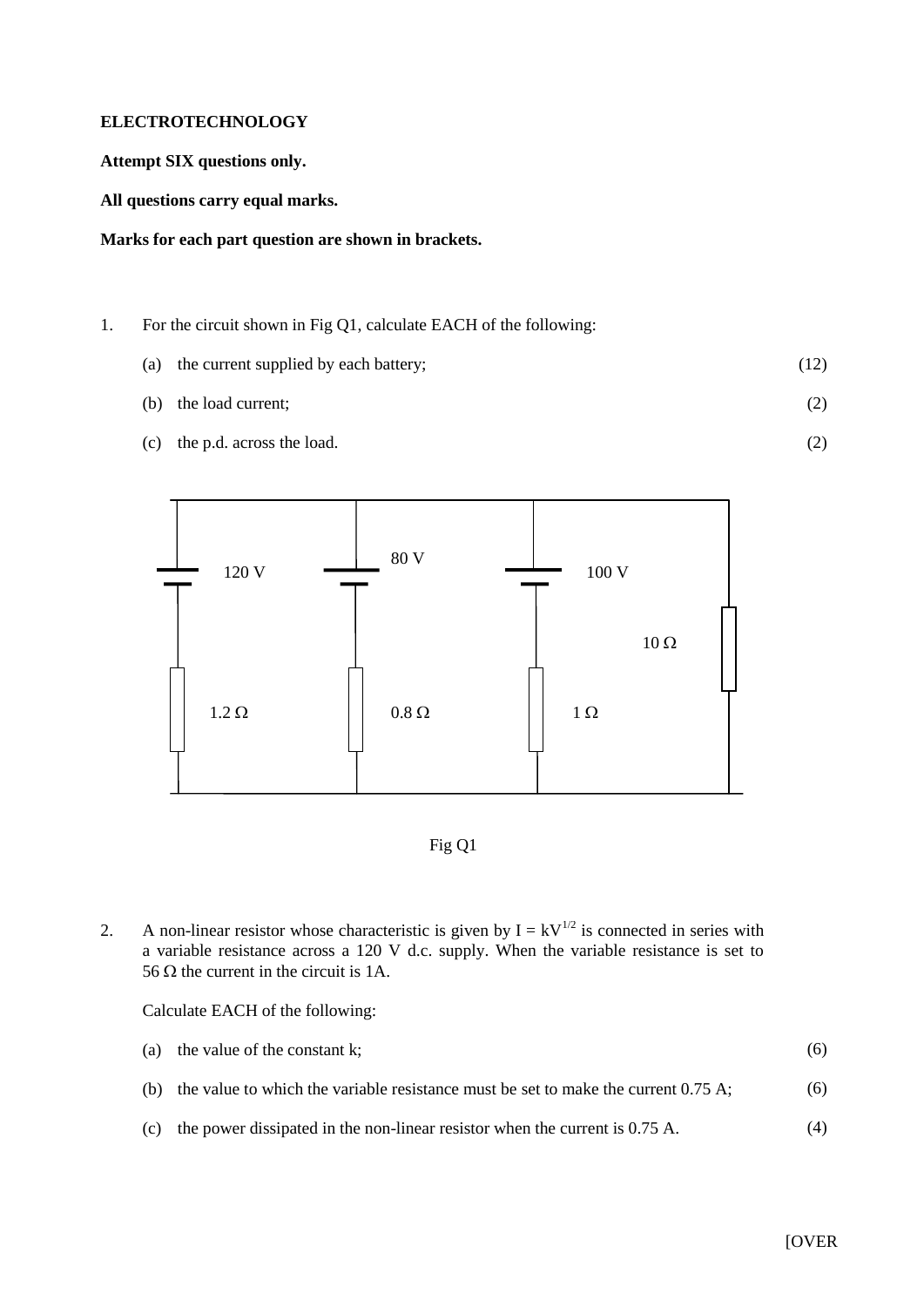**ELECTROTECHNOLOGY**

**Attempt SIX questions only.**

**All questions carry equal marks.**

**Marks for each part question are shown in brackets.**

1. For the circuit shown in Fig Q1, calculate EACH of the following:

   (a) the current supplied by each battery; (12)

   (b) the load current; (2)

   (c) the p.d. across the load. (2)

Fig Q1

2. A non-linear resistor whose characteristic is given by $I = kV^{1/2}$ is connected in series with a variable resistance across a 120 V d.c. supply. When the variable resistance is set to 56 Ω the current in the circuit is 1A.

   Calculate EACH of the following:

   (a) the value of the constant k; (6)

   (b) the value to which the variable resistance must be set to make the current 0.75 A; (6)

   (c) the power dissipated in the non-linear resistor when the current is 0.75 A. (4)

[OVER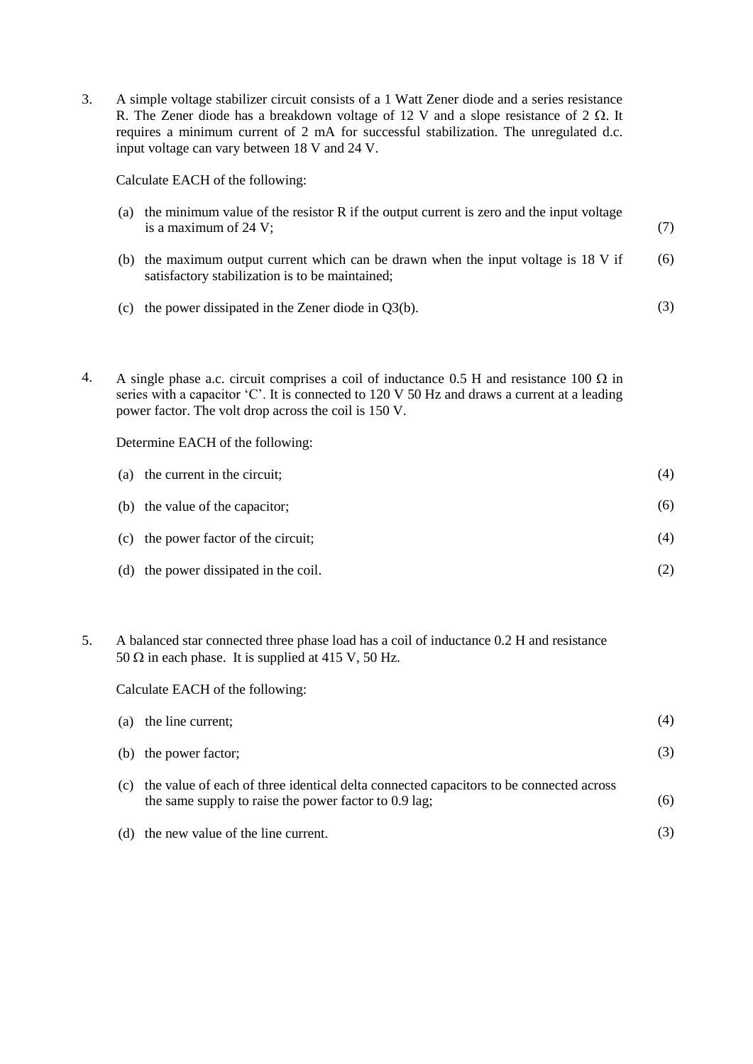3. A simple voltage stabilizer circuit consists of a 1 Watt Zener diode and a series resistance R. The Zener diode has a breakdown voltage of 12 V and a slope resistance of 2 Ω. It requires a minimum current of 2 mA for successful stabilization. The unregulated d.c. input voltage can vary between 18 V and 24 V.

   Calculate EACH of the following:

   (a) the minimum value of the resistor R if the output current is zero and the input voltage is a maximum of 24 V; (7)

   (b) the maximum output current which can be drawn when the input voltage is 18 V if satisfactory stabilization is to be maintained; (6)

   (c) the power dissipated in the Zener diode in Q3(b). (3)

4. A single phase a.c. circuit comprises a coil of inductance 0.5 H and resistance 100 Ω in series with a capacitor 'C'. It is connected to 120 V 50 Hz and draws a current at a leading power factor. The volt drop across the coil is 150 V.

   Determine EACH of the following:

   (a) the current in the circuit; (4)

   (b) the value of the capacitor; (6)

   (c) the power factor of the circuit; (4)

   (d) the power dissipated in the coil. (2)

5. A balanced star connected three phase load has a coil of inductance 0.2 H and resistance 50 Ω in each phase. It is supplied at 415 V, 50 Hz.

   Calculate EACH of the following:

   (a) the line current; (4)

   (b) the power factor; (3)

   (c) the value of each of three identical delta connected capacitors to be connected across the same supply to raise the power factor to 0.9 lag; (6)

   (d) the new value of the line current. (3)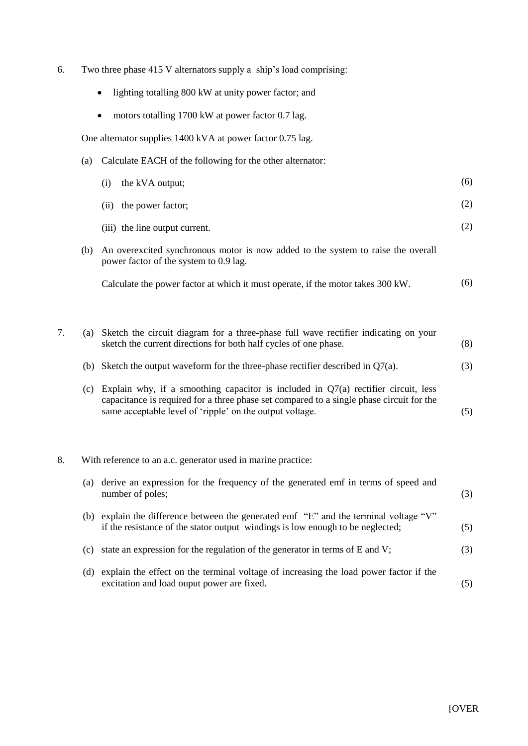6. Two three phase 415 V alternators supply a ship's load comprising:

   - lighting totalling 800 kW at unity power factor; and
   - motors totalling 1700 kW at power factor 0.7 lag.

   One alternator supplies 1400 kVA at power factor 0.75 lag.

   (a) Calculate EACH of the following for the other alternator:

   (i) the kVA output; (6)

   (ii) the power factor; (2)

   (iii) the line output current. (2)

   (b) An overexcited synchronous motor is now added to the system to raise the overall power factor of the system to 0.9 lag.

   Calculate the power factor at which it must operate, if the motor takes 300 kW. (6)

7. (a) Sketch the circuit diagram for a three-phase full wave rectifier indicating on your sketch the current directions for both half cycles of one phase. (8)

   (b) Sketch the output waveform for the three-phase rectifier described in Q7(a). (3)

   (c) Explain why, if a smoothing capacitor is included in Q7(a) rectifier circuit, less capacitance is required for a three phase set compared to a single phase circuit for the same acceptable level of 'ripple' on the output voltage. (5)

8. With reference to an a.c. generator used in marine practice:

   (a) derive an expression for the frequency of the generated emf in terms of speed and number of poles; (3)

   (b) explain the difference between the generated emf "E" and the terminal voltage "V" if the resistance of the stator output windings is low enough to be neglected; (5)

   (c) state an expression for the regulation of the generator in terms of E and V; (3)

   (d) explain the effect on the terminal voltage of increasing the load power factor if the excitation and load ouput power are fixed. (5)

[OVER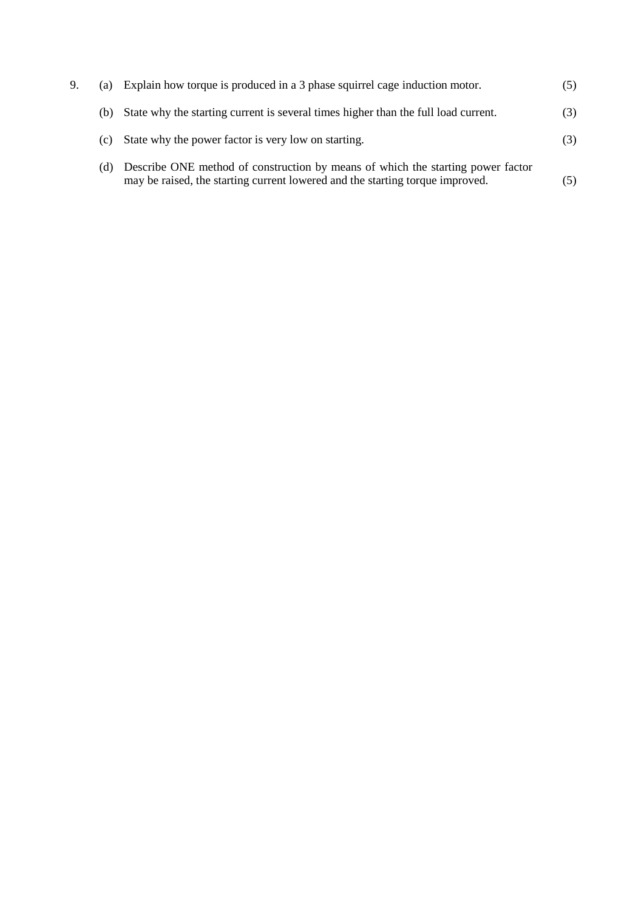9. (a) Explain how torque is produced in a 3 phase squirrel cage induction motor. (5)

   (b) State why the starting current is several times higher than the full load current. (3)

   (c) State why the power factor is very low on starting. (3)

   (d) Describe ONE method of construction by means of which the starting power factor may be raised, the starting current lowered and the starting torque improved. (5)